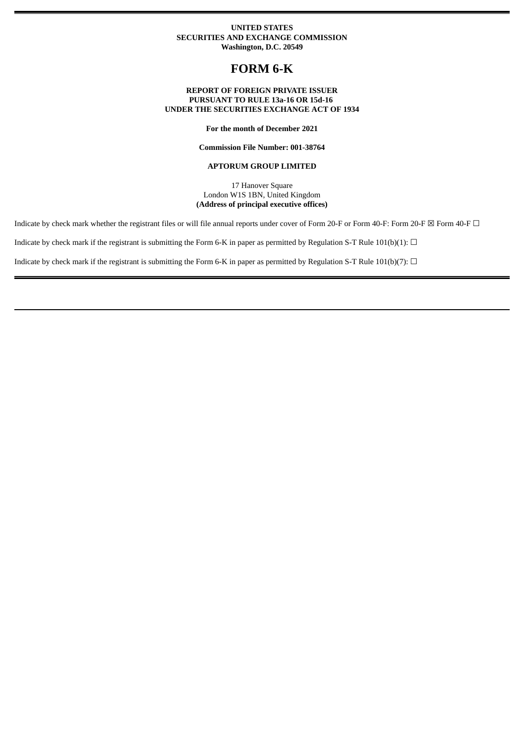**UNITED STATES**
**SECURITIES AND EXCHANGE COMMISSION**
**Washington, D.C. 20549**

# FORM 6-K

**REPORT OF FOREIGN PRIVATE ISSUER**
**PURSUANT TO RULE 13a-16 OR 15d-16**
**UNDER THE SECURITIES EXCHANGE ACT OF 1934**

**For the month of December 2021**

**Commission File Number: 001-38764**

**APTORUM GROUP LIMITED**

17 Hanover Square
London W1S 1BN, United Kingdom
**(Address of principal executive offices)**

Indicate by check mark whether the registrant files or will file annual reports under cover of Form 20-F or Form 40-F: Form 20-F ☒ Form 40-F ☐

Indicate by check mark if the registrant is submitting the Form 6-K in paper as permitted by Regulation S-T Rule 101(b)(1): ☐

Indicate by check mark if the registrant is submitting the Form 6-K in paper as permitted by Regulation S-T Rule 101(b)(7): ☐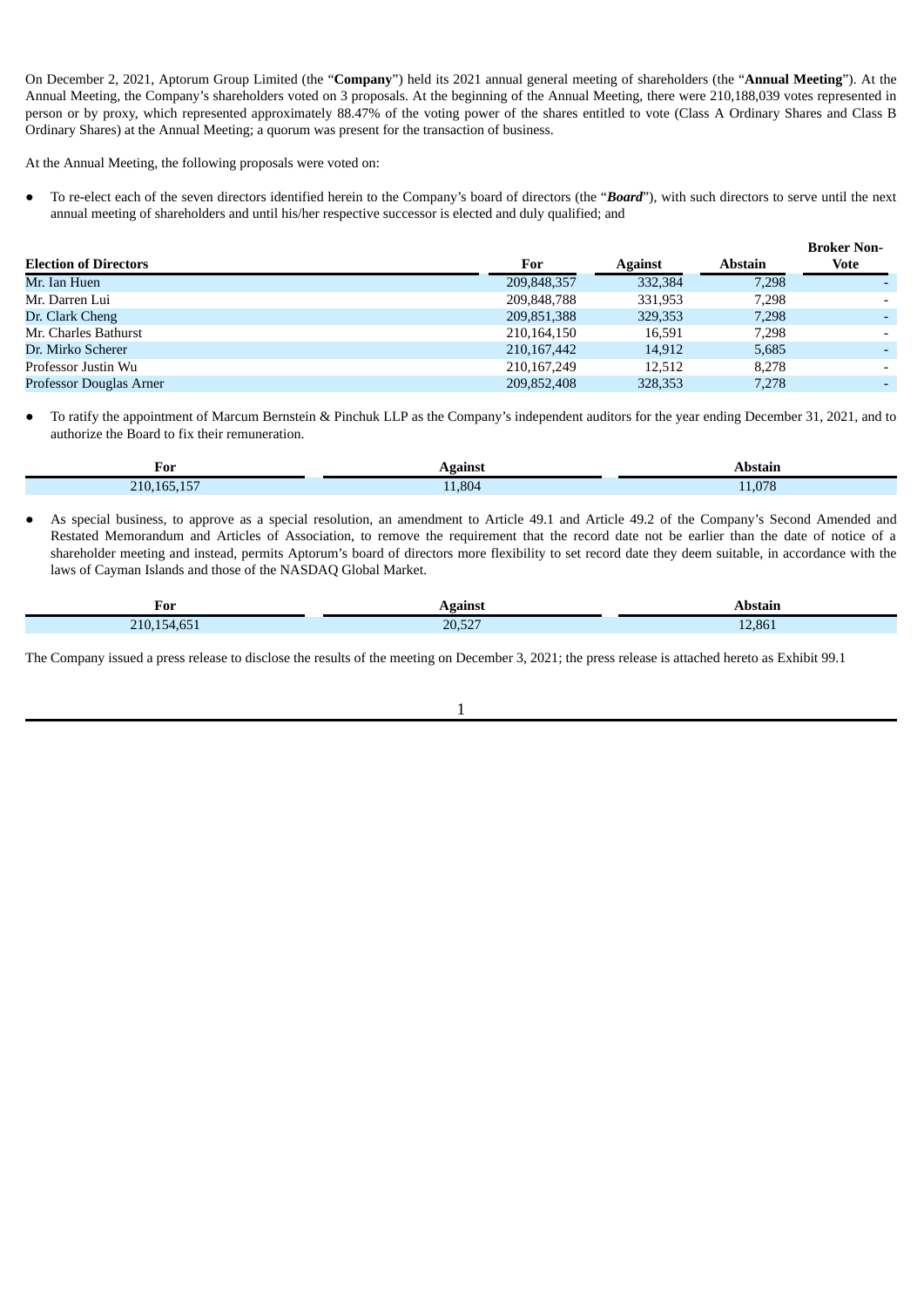On December 2, 2021, Aptorum Group Limited (the "**Company**") held its 2021 annual general meeting of shareholders (the "**Annual Meeting**"). At the Annual Meeting, the Company's shareholders voted on 3 proposals. At the beginning of the Annual Meeting, there were 210,188,039 votes represented in person or by proxy, which represented approximately 88.47% of the voting power of the shares entitled to vote (Class A Ordinary Shares and Class B Ordinary Shares) at the Annual Meeting; a quorum was present for the transaction of business.

At the Annual Meeting, the following proposals were voted on:

- To re-elect each of the seven directors identified herein to the Company's board of directors (the "***Board***"), with such directors to serve until the next annual meeting of shareholders and until his/her respective successor is elected and duly qualified; and

| Election of Directors | For | Against | Abstain | Broker Non-Vote |
|---|---|---|---|---|
| Mr. Ian Huen | 209,848,357 | 332,384 | 7,298 | - |
| Mr. Darren Lui | 209,848,788 | 331,953 | 7,298 | - |
| Dr. Clark Cheng | 209,851,388 | 329,353 | 7,298 | - |
| Mr. Charles Bathurst | 210,164,150 | 16,591 | 7,298 | - |
| Dr. Mirko Scherer | 210,167,442 | 14,912 | 5,685 | - |
| Professor Justin Wu | 210,167,249 | 12,512 | 8,278 | - |
| Professor Douglas Arner | 209,852,408 | 328,353 | 7,278 | - |

- To ratify the appointment of Marcum Bernstein & Pinchuk LLP as the Company's independent auditors for the year ending December 31, 2021, and to authorize the Board to fix their remuneration.

| For | Against | Abstain |
|---|---|---|
| 210,165,157 | 11,804 | 11,078 |

- As special business, to approve as a special resolution, an amendment to Article 49.1 and Article 49.2 of the Company's Second Amended and Restated Memorandum and Articles of Association, to remove the requirement that the record date not be earlier than the date of notice of a shareholder meeting and instead, permits Aptorum's board of directors more flexibility to set record date they deem suitable, in accordance with the laws of Cayman Islands and those of the NASDAQ Global Market.

| For | Against | Abstain |
|---|---|---|
| 210,154,651 | 20,527 | 12,861 |

The Company issued a press release to disclose the results of the meeting on December 3, 2021; the press release is attached hereto as Exhibit 99.1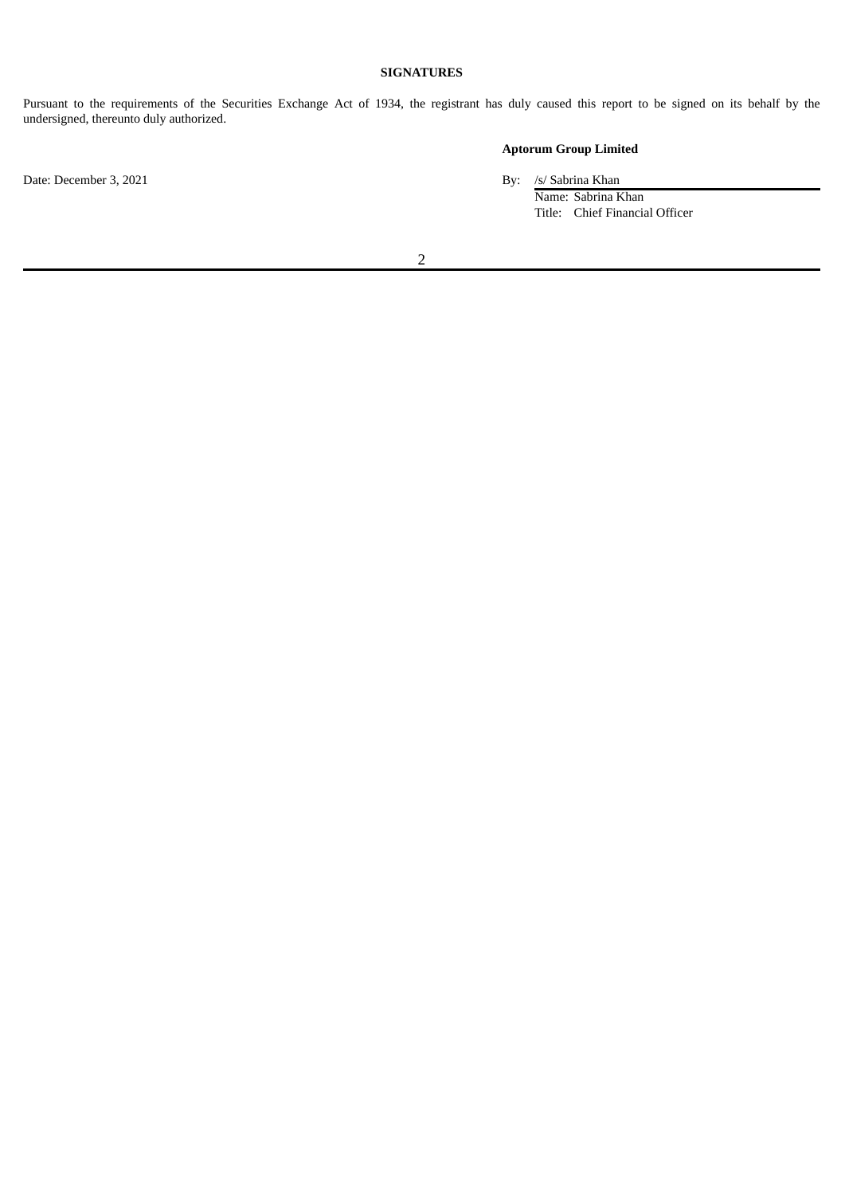**SIGNATURES**

Pursuant to the requirements of the Securities Exchange Act of 1934, the registrant has duly caused this report to be signed on its behalf by the undersigned, thereunto duly authorized.

**Aptorum Group Limited**

Date: December 3, 2021

By: /s/ Sabrina Khan
Name: Sabrina Khan
Title: Chief Financial Officer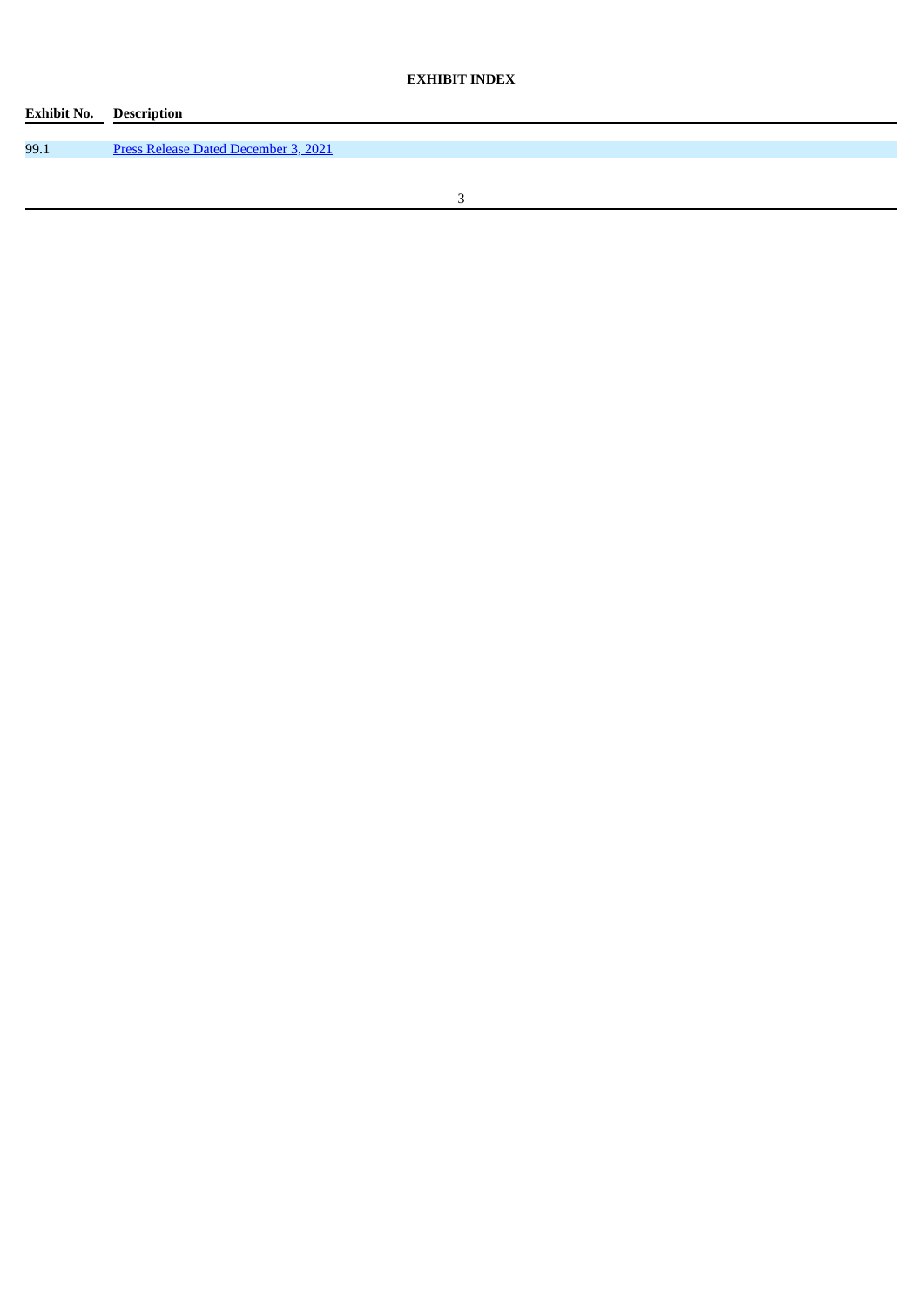**EXHIBIT INDEX**

| Exhibit No. | Description |
| --- | --- |
| 99.1 | Press Release Dated December 3, 2021 |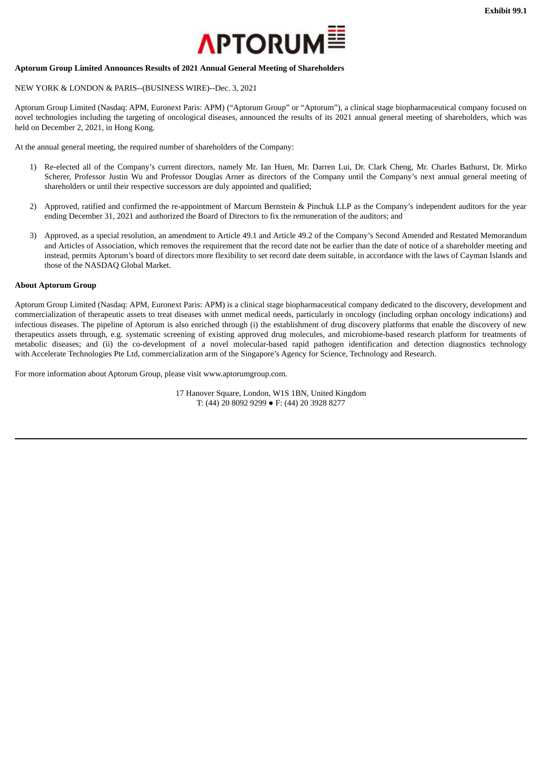Exhibit 99.1

APTORUM

**Aptorum Group Limited Announces Results of 2021 Annual General Meeting of Shareholders**

NEW YORK & LONDON & PARIS--(BUSINESS WIRE)--Dec. 3, 2021

Aptorum Group Limited (Nasdaq: APM, Euronext Paris: APM) ("Aptorum Group" or "Aptorum"), a clinical stage biopharmaceutical company focused on novel technologies including the targeting of oncological diseases, announced the results of its 2021 annual general meeting of shareholders, which was held on December 2, 2021, in Hong Kong.

At the annual general meeting, the required number of shareholders of the Company:

1) Re-elected all of the Company's current directors, namely Mr. Ian Huen, Mr. Darren Lui, Dr. Clark Cheng, Mr. Charles Bathurst, Dr. Mirko Scherer, Professor Justin Wu and Professor Douglas Arner as directors of the Company until the Company's next annual general meeting of shareholders or until their respective successors are duly appointed and qualified;

2) Approved, ratified and confirmed the re-appointment of Marcum Bernstein & Pinchuk LLP as the Company's independent auditors for the year ending December 31, 2021 and authorized the Board of Directors to fix the remuneration of the auditors; and

3) Approved, as a special resolution, an amendment to Article 49.1 and Article 49.2 of the Company's Second Amended and Restated Memorandum and Articles of Association, which removes the requirement that the record date not be earlier than the date of notice of a shareholder meeting and instead, permits Aptorum's board of directors more flexibility to set record date deem suitable, in accordance with the laws of Cayman Islands and those of the NASDAQ Global Market.

**About Aptorum Group**

Aptorum Group Limited (Nasdaq: APM, Euronext Paris: APM) is a clinical stage biopharmaceutical company dedicated to the discovery, development and commercialization of therapeutic assets to treat diseases with unmet medical needs, particularly in oncology (including orphan oncology indications) and infectious diseases. The pipeline of Aptorum is also enriched through (i) the establishment of drug discovery platforms that enable the discovery of new therapeutics assets through, e.g. systematic screening of existing approved drug molecules, and microbiome-based research platform for treatments of metabolic diseases; and (ii) the co-development of a novel molecular-based rapid pathogen identification and detection diagnostics technology with Accelerate Technologies Pte Ltd, commercialization arm of the Singapore's Agency for Science, Technology and Research.

For more information about Aptorum Group, please visit www.aptorumgroup.com.

17 Hanover Square, London, W1S 1BN, United Kingdom
T: (44) 20 8092 9299 ● F: (44) 20 3928 8277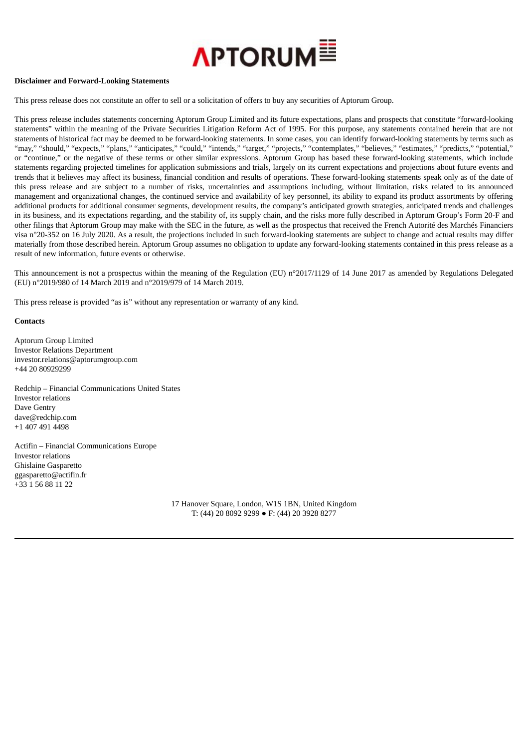**Disclaimer and Forward-Looking Statements**

This press release does not constitute an offer to sell or a solicitation of offers to buy any securities of Aptorum Group.

This press release includes statements concerning Aptorum Group Limited and its future expectations, plans and prospects that constitute "forward-looking statements" within the meaning of the Private Securities Litigation Reform Act of 1995. For this purpose, any statements contained herein that are not statements of historical fact may be deemed to be forward-looking statements. In some cases, you can identify forward-looking statements by terms such as "may," "should," "expects," "plans," "anticipates," "could," "intends," "target," "projects," "contemplates," "believes," "estimates," "predicts," "potential," or "continue," or the negative of these terms or other similar expressions. Aptorum Group has based these forward-looking statements, which include statements regarding projected timelines for application submissions and trials, largely on its current expectations and projections about future events and trends that it believes may affect its business, financial condition and results of operations. These forward-looking statements speak only as of the date of this press release and are subject to a number of risks, uncertainties and assumptions including, without limitation, risks related to its announced management and organizational changes, the continued service and availability of key personnel, its ability to expand its product assortments by offering additional products for additional consumer segments, development results, the company's anticipated growth strategies, anticipated trends and challenges in its business, and its expectations regarding, and the stability of, its supply chain, and the risks more fully described in Aptorum Group's Form 20-F and other filings that Aptorum Group may make with the SEC in the future, as well as the prospectus that received the French Autorité des Marchés Financiers visa n°20-352 on 16 July 2020. As a result, the projections included in such forward-looking statements are subject to change and actual results may differ materially from those described herein. Aptorum Group assumes no obligation to update any forward-looking statements contained in this press release as a result of new information, future events or otherwise.

This announcement is not a prospectus within the meaning of the Regulation (EU) n°2017/1129 of 14 June 2017 as amended by Regulations Delegated (EU) n°2019/980 of 14 March 2019 and n°2019/979 of 14 March 2019.

This press release is provided "as is" without any representation or warranty of any kind.

**Contacts**

Aptorum Group Limited
Investor Relations Department
investor.relations@aptorumgroup.com
+44 20 80929299

Redchip – Financial Communications United States
Investor relations
Dave Gentry
dave@redchip.com
+1 407 491 4498

Actifin – Financial Communications Europe
Investor relations
Ghislaine Gasparetto
ggasparetto@actifin.fr
+33 1 56 88 11 22

17 Hanover Square, London, W1S 1BN, United Kingdom
T: (44) 20 8092 9299 ● F: (44) 20 3928 8277